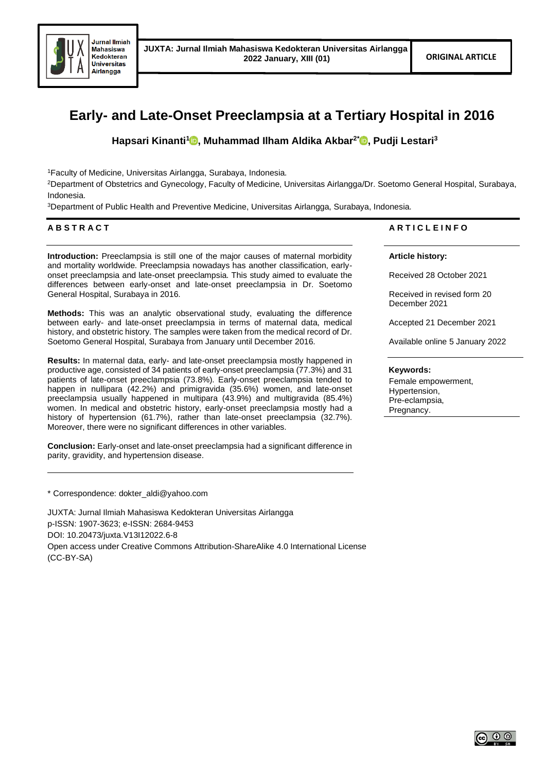# Early- and Late-Onset Preeclampsia at a Tertiary Hospital in 2016

**Hapsari Kinanti[1], Muhammad Ilham Aldika Akbar[2*], Pudji Lestari[3]**

[1]Faculty of Medicine, Universitas Airlangga, Surabaya, Indonesia.

[2]Department of Obstetrics and Gynecology, Faculty of Medicine, Universitas Airlangga/Dr. Soetomo General Hospital, Surabaya, Indonesia.

[3]Department of Public Health and Preventive Medicine, Universitas Airlangga, Surabaya, Indonesia.

## ABSTRACT

**Introduction:** Preeclampsia is still one of the major causes of maternal morbidity and mortality worldwide. Preeclampsia nowadays has another classification, early-onset preeclampsia and late-onset preeclampsia. This study aimed to evaluate the differences between early-onset and late-onset preeclampsia in Dr. Soetomo General Hospital, Surabaya in 2016.

**Methods:** This was an analytic observational study, evaluating the difference between early- and late-onset preeclampsia in terms of maternal data, medical history, and obstetric history. The samples were taken from the medical record of Dr. Soetomo General Hospital, Surabaya from January until December 2016.

**Results:** In maternal data, early- and late-onset preeclampsia mostly happened in productive age, consisted of 34 patients of early-onset preeclampsia (77.3%) and 31 patients of late-onset preeclampsia (73.8%). Early-onset preeclampsia tended to happen in nullipara (42.2%) and primigravida (35.6%) women, and late-onset preeclampsia usually happened in multipara (43.9%) and multigravida (85.4%) women. In medical and obstetric history, early-onset preeclampsia mostly had a history of hypertension (61.7%), rather than late-onset preeclampsia (32.7%). Moreover, there were no significant differences in other variables.

**Conclusion:** Early-onset and late-onset preeclampsia had a significant difference in parity, gravidity, and hypertension disease.

## ARTICLE INFO

**Article history:**

Received 28 October 2021

Received in revised form 20 December 2021

Accepted 21 December 2021

Available online 5 January 2022

**Keywords:**

Female empowerment,
Hypertension,
Pre-eclampsia,
Pregnancy.

* Correspondence: dokter_aldi@yahoo.com

JUXTA: Jurnal Ilmiah Mahasiswa Kedokteran Universitas Airlangga
p-ISSN: 1907-3623; e-ISSN: 2684-9453
DOI: 10.20473/juxta.V13I12022.6-8
Open access under Creative Commons Attribution-ShareAlike 4.0 International License (CC-BY-SA)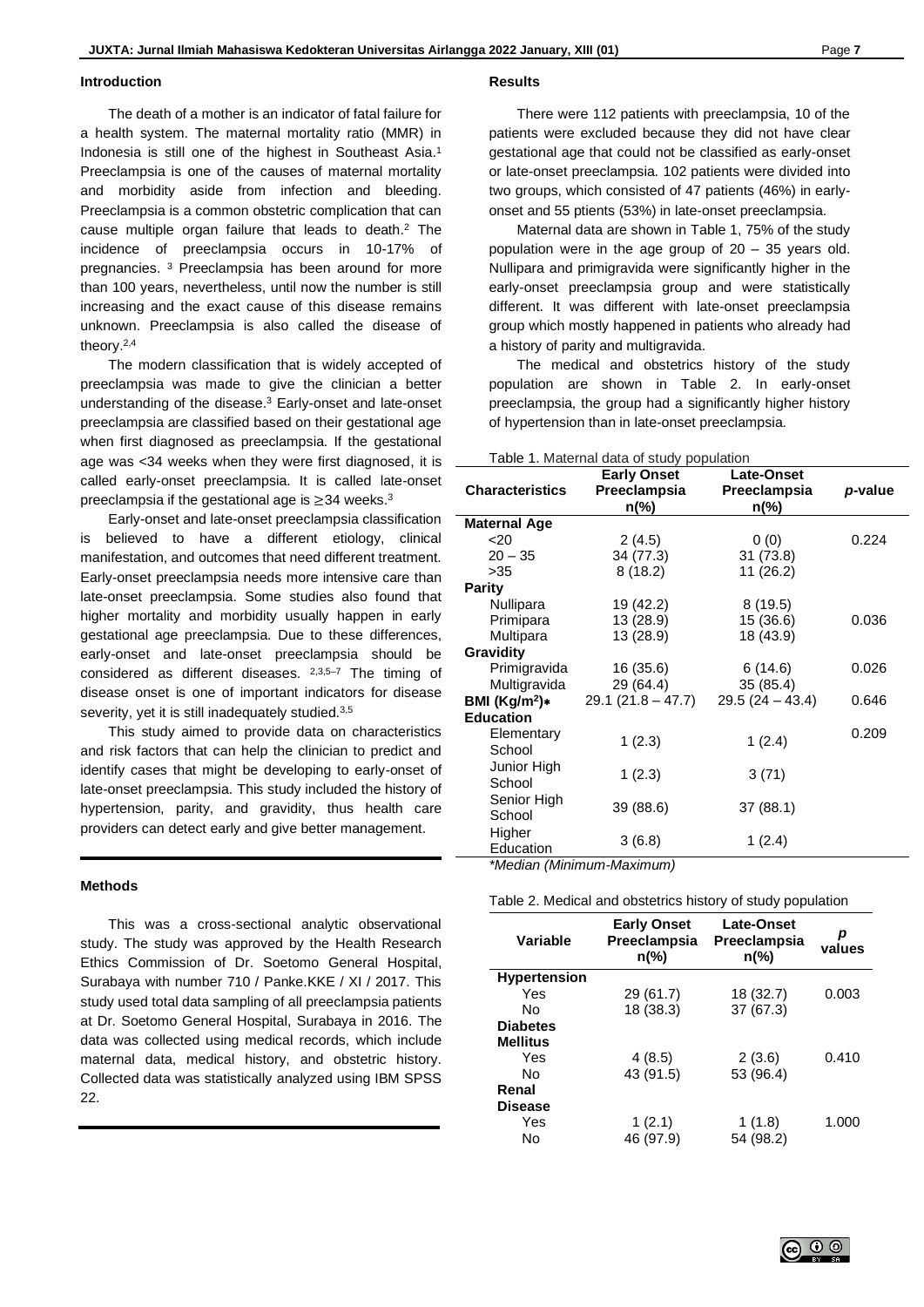## Introduction

The death of a mother is an indicator of fatal failure for a health system. The maternal mortality ratio (MMR) in Indonesia is still one of the highest in Southeast Asia.[1] Preeclampsia is one of the causes of maternal mortality and morbidity aside from infection and bleeding. Preeclampsia is a common obstetric complication that can cause multiple organ failure that leads to death.[2] The incidence of preeclampsia occurs in 10-17% of pregnancies. [3] Preeclampsia has been around for more than 100 years, nevertheless, until now the number is still increasing and the exact cause of this disease remains unknown. Preeclampsia is also called the disease of theory.[2,4]

The modern classification that is widely accepted of preeclampsia was made to give the clinician a better understanding of the disease.[3] Early-onset and late-onset preeclampsia are classified based on their gestational age when first diagnosed as preeclampsia. If the gestational age was <34 weeks when they were first diagnosed, it is called early-onset preeclampsia. It is called late-onset preeclampsia if the gestational age is ≥34 weeks.[3]

Early-onset and late-onset preeclampsia classification is believed to have a different etiology, clinical manifestation, and outcomes that need different treatment. Early-onset preeclampsia needs more intensive care than late-onset preeclampsia. Some studies also found that higher mortality and morbidity usually happen in early gestational age preeclampsia. Due to these differences, early-onset and late-onset preeclampsia should be considered as different diseases. [2,3,5–7] The timing of disease onset is one of important indicators for disease severity, yet it is still inadequately studied.[3,5]

This study aimed to provide data on characteristics and risk factors that can help the clinician to predict and identify cases that might be developing to early-onset of late-onset preeclampsia. This study included the history of hypertension, parity, and gravidity, thus health care providers can detect early and give better management.

## Methods

This was a cross-sectional analytic observational study. The study was approved by the Health Research Ethics Commission of Dr. Soetomo General Hospital, Surabaya with number 710 / Panke.KKE / XI / 2017. This study used total data sampling of all preeclampsia patients at Dr. Soetomo General Hospital, Surabaya in 2016. The data was collected using medical records, which include maternal data, medical history, and obstetric history. Collected data was statistically analyzed using IBM SPSS 22.

## Results

There were 112 patients with preeclampsia, 10 of the patients were excluded because they did not have clear gestational age that could not be classified as early-onset or late-onset preeclampsia. 102 patients were divided into two groups, which consisted of 47 patients (46%) in early-onset and 55 ptients (53%) in late-onset preeclampsia.

Maternal data are shown in Table 1, 75% of the study population were in the age group of 20 – 35 years old. Nullipara and primigravida were significantly higher in the early-onset preeclampsia group and were statistically different. It was different with late-onset preeclampsia group which mostly happened in patients who already had a history of parity and multigravida.

The medical and obstetrics history of the study population are shown in Table 2. In early-onset preeclampsia, the group had a significantly higher history of hypertension than in late-onset preeclampsia.

Table 1. Maternal data of study population

| Characteristics | Early Onset Preeclampsia n(%) | Late-Onset Preeclampsia n(%) | *p*-value |
|---|---|---|---|
| **Maternal Age** | | | |
| <20 | 2 (4.5) | 0 (0) | 0.224 |
| 20 – 35 | 34 (77.3) | 31 (73.8) | |
| >35 | 8 (18.2) | 11 (26.2) | |
| **Parity** | | | |
| Nullipara | 19 (42.2) | 8 (19.5) | |
| Primipara | 13 (28.9) | 15 (36.6) | 0.036 |
| Multipara | 13 (28.9) | 18 (43.9) | |
| **Gravidity** | | | |
| Primigravida | 16 (35.6) | 6 (14.6) | 0.026 |
| Multigravida | 29 (64.4) | 35 (85.4) | |
| **BMI ($Kg/m^2$)*** | 29.1 (21.8 – 47.7) | 29.5 (24 – 43.4) | 0.646 |
| **Education** | | | |
| Elementary School | 1 (2.3) | 1 (2.4) | 0.209 |
| Junior High School | 1 (2.3) | 3 (71) | |
| Senior High School | 39 (88.6) | 37 (88.1) | |
| Higher Education | 3 (6.8) | 1 (2.4) | |

*\*Median (Minimum-Maximum)*

Table 2. Medical and obstetrics history of study population

| Variable | Early Onset Preeclampsia n(%) | Late-Onset Preeclampsia n(%) | *p* values |
|---|---|---|---|
| **Hypertension** | | | |
| Yes | 29 (61.7) | 18 (32.7) | 0.003 |
| No | 18 (38.3) | 37 (67.3) | |
| **Diabetes Mellitus** | | | |
| Yes | 4 (8.5) | 2 (3.6) | 0.410 |
| No | 43 (91.5) | 53 (96.4) | |
| **Renal Disease** | | | |
| Yes | 1 (2.1) | 1 (1.8) | 1.000 |
| No | 46 (97.9) | 54 (98.2) | |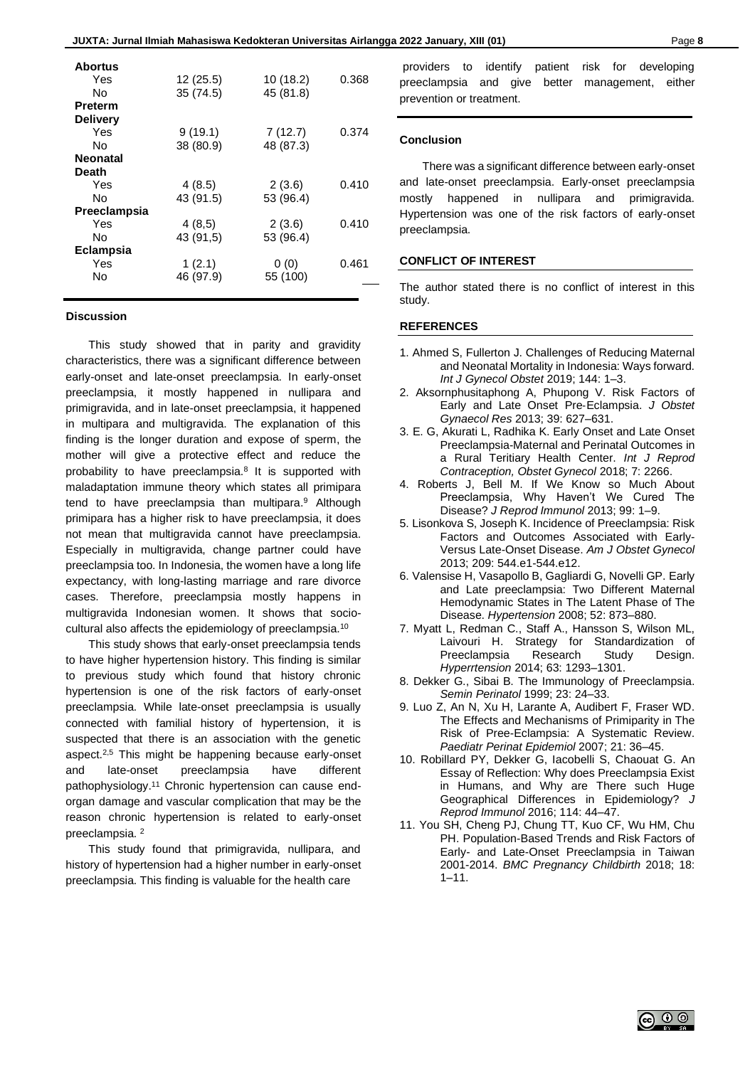| | | | |
|---|---|---|---|
| **Abortus** | | | |
| Yes | 12 (25.5) | 10 (18.2) | 0.368 |
| No | 35 (74.5) | 45 (81.8) | |
| **Preterm Delivery** | | | |
| Yes | 9 (19.1) | 7 (12.7) | 0.374 |
| No | 38 (80.9) | 48 (87.3) | |
| **Neonatal Death** | | | |
| Yes | 4 (8.5) | 2 (3.6) | 0.410 |
| No | 43 (91.5) | 53 (96.4) | |
| **Preeclampsia** | | | |
| Yes | 4 (8,5) | 2 (3.6) | 0.410 |
| No | 43 (91,5) | 53 (96.4) | |
| **Eclampsia** | | | |
| Yes | 1 (2.1) | 0 (0) | 0.461 |
| No | 46 (97.9) | 55 (100) | |

#### Discussion

This study showed that in parity and gravidity characteristics, there was a significant difference between early-onset and late-onset preeclampsia. In early-onset preeclampsia, it mostly happened in nullipara and primigravida, and in late-onset preeclampsia, it happened in multipara and multigravida. The explanation of this finding is the longer duration and expose of sperm, the mother will give a protective effect and reduce the probability to have preeclampsia.[8] It is supported with maladaptation immune theory which states all primipara tend to have preeclampsia than multipara.[9] Although primipara has a higher risk to have preeclampsia, it does not mean that multigravida cannot have preeclampsia. Especially in multigravida, change partner could have preeclampsia too. In Indonesia, the women have a long life expectancy, with long-lasting marriage and rare divorce cases. Therefore, preeclampsia mostly happens in multigravida Indonesian women. It shows that socio-cultural also affects the epidemiology of preeclampsia.[10]

This study shows that early-onset preeclampsia tends to have higher hypertension history. This finding is similar to previous study which found that history chronic hypertension is one of the risk factors of early-onset preeclampsia. While late-onset preeclampsia is usually connected with familial history of hypertension, it is suspected that there is an association with the genetic aspect.[2,5] This might be happening because early-onset and late-onset preeclampsia have different pathophysiology.[11] Chronic hypertension can cause end-organ damage and vascular complication that may be the reason chronic hypertension is related to early-onset preeclampsia.[2]

This study found that primigravida, nullipara, and history of hypertension had a higher number in early-onset preeclampsia. This finding is valuable for the health care providers to identify patient risk for developing preeclampsia and give better management, either prevention or treatment.

#### Conclusion

There was a significant difference between early-onset and late-onset preeclampsia. Early-onset preeclampsia mostly happened in nullipara and primigravida. Hypertension was one of the risk factors of early-onset preeclampsia.

#### CONFLICT OF INTEREST

The author stated there is no conflict of interest in this study.

#### REFERENCES

1. Ahmed S, Fullerton J. Challenges of Reducing Maternal and Neonatal Mortality in Indonesia: Ways forward. *Int J Gynecol Obstet* 2019; 144: 1–3.
2. Aksornphusitaphong A, Phupong V. Risk Factors of Early and Late Onset Pre-Eclampsia. *J Obstet Gynaecol Res* 2013; 39: 627–631.
3. E. G, Akurati L, Radhika K. Early Onset and Late Onset Preeclampsia-Maternal and Perinatal Outcomes in a Rural Teritiary Health Center. *Int J Reprod Contraception, Obstet Gynecol* 2018; 7: 2266.
4. Roberts J, Bell M. If We Know so Much About Preeclampsia, Why Haven't We Cured The Disease? *J Reprod Immunol* 2013; 99: 1–9.
5. Lisonkova S, Joseph K. Incidence of Preeclampsia: Risk Factors and Outcomes Associated with Early-Versus Late-Onset Disease. *Am J Obstet Gynecol* 2013; 209: 544.e1-544.e12.
6. Valensise H, Vasapollo B, Gagliardi G, Novelli GP. Early and Late preeclampsia: Two Different Maternal Hemodynamic States in The Latent Phase of The Disease. *Hypertension* 2008; 52: 873–880.
7. Myatt L, Redman C., Staff A., Hansson S, Wilson ML, Laivouri H. Strategy for Standardization of Preeclampsia Research Study Design. *Hyperrtension* 2014; 63: 1293–1301.
8. Dekker G., Sibai B. The Immunology of Preeclampsia. *Semin Perinatol* 1999; 23: 24–33.
9. Luo Z, An N, Xu H, Larante A, Audibert F, Fraser WD. The Effects and Mechanisms of Primiparity in The Risk of Pree-Eclampsia: A Systematic Review. *Paediatr Perinat Epidemiol* 2007; 21: 36–45.
10. Robillard PY, Dekker G, Iacobelli S, Chaouat G. An Essay of Reflection: Why does Preeclampsia Exist in Humans, and Why are There such Huge Geographical Differences in Epidemiology? *J Reprod Immunol* 2016; 114: 44–47.
11. You SH, Cheng PJ, Chung TT, Kuo CF, Wu HM, Chu PH. Population-Based Trends and Risk Factors of Early- and Late-Onset Preeclampsia in Taiwan 2001-2014. *BMC Pregnancy Childbirth* 2018; 18: 1–11.